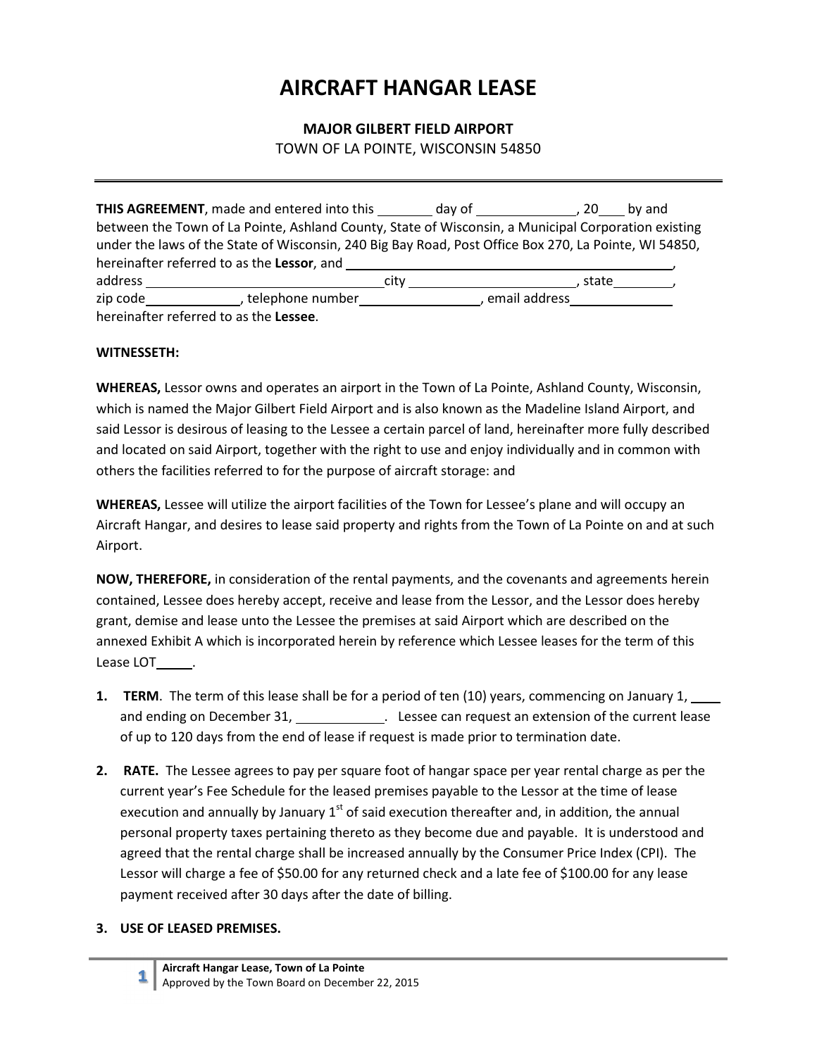# AIRCRAFT HANGAR LEASE

**MAJOR GILBERT FIELD AIRPORT**

TOWN OF LA POINTE, WISCONSIN 54850

---

**THIS AGREEMENT**, made and entered into this ________ day of ______________, 20___ by and between the Town of La Pointe, Ashland County, State of Wisconsin, a Municipal Corporation existing under the laws of the State of Wisconsin, 240 Big Bay Road, Post Office Box 270, La Pointe, WI 54850, hereinafter referred to as the **Lessor**, and ______________________________________________, address ________________________________city ______________________, state_________, zip code_____________, telephone number_________________, email address______________ hereinafter referred to as the **Lessee**.

**WITNESSETH:**

**WHEREAS,** Lessor owns and operates an airport in the Town of La Pointe, Ashland County, Wisconsin, which is named the Major Gilbert Field Airport and is also known as the Madeline Island Airport, and said Lessor is desirous of leasing to the Lessee a certain parcel of land, hereinafter more fully described and located on said Airport, together with the right to use and enjoy individually and in common with others the facilities referred to for the purpose of aircraft storage: and

**WHEREAS,** Lessee will utilize the airport facilities of the Town for Lessee's plane and will occupy an Aircraft Hangar, and desires to lease said property and rights from the Town of La Pointe on and at such Airport.

**NOW, THEREFORE,** in consideration of the rental payments, and the covenants and agreements herein contained, Lessee does hereby accept, receive and lease from the Lessor, and the Lessor does hereby grant, demise and lease unto the Lessee the premises at said Airport which are described on the annexed Exhibit A which is incorporated herein by reference which Lessee leases for the term of this Lease LOT_____.

1. **TERM**. The term of this lease shall be for a period of ten (10) years, commencing on January 1, ____ and ending on December 31, ____________. Lessee can request an extension of the current lease of up to 120 days from the end of lease if request is made prior to termination date.

2. **RATE.** The Lessee agrees to pay per square foot of hangar space per year rental charge as per the current year's Fee Schedule for the leased premises payable to the Lessor at the time of lease execution and annually by January 1st of said execution thereafter and, in addition, the annual personal property taxes pertaining thereto as they become due and payable. It is understood and agreed that the rental charge shall be increased annually by the Consumer Price Index (CPI). The Lessor will charge a fee of $50.00 for any returned check and a late fee of $100.00 for any lease payment received after 30 days after the date of billing.

3. **USE OF LEASED PREMISES.**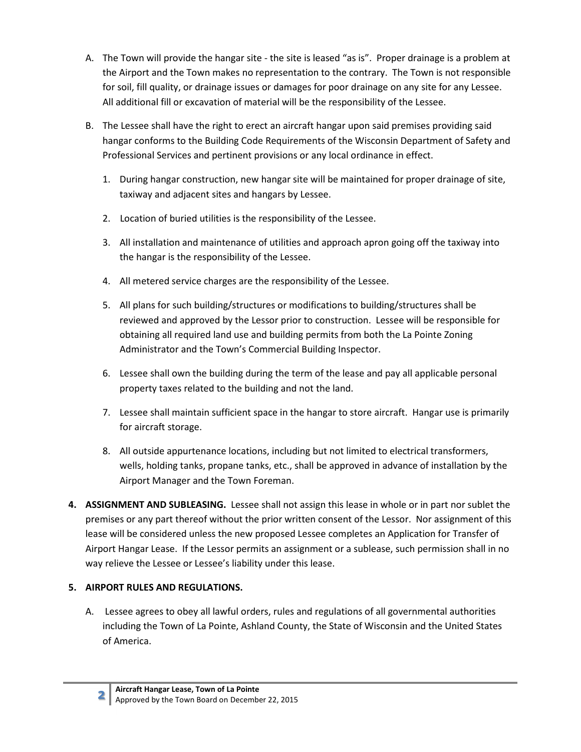A. The Town will provide the hangar site - the site is leased "as is". Proper drainage is a problem at the Airport and the Town makes no representation to the contrary. The Town is not responsible for soil, fill quality, or drainage issues or damages for poor drainage on any site for any Lessee. All additional fill or excavation of material will be the responsibility of the Lessee.

B. The Lessee shall have the right to erect an aircraft hangar upon said premises providing said hangar conforms to the Building Code Requirements of the Wisconsin Department of Safety and Professional Services and pertinent provisions or any local ordinance in effect.

   1. During hangar construction, new hangar site will be maintained for proper drainage of site, taxiway and adjacent sites and hangars by Lessee.
   2. Location of buried utilities is the responsibility of the Lessee.
   3. All installation and maintenance of utilities and approach apron going off the taxiway into the hangar is the responsibility of the Lessee.
   4. All metered service charges are the responsibility of the Lessee.
   5. All plans for such building/structures or modifications to building/structures shall be reviewed and approved by the Lessor prior to construction. Lessee will be responsible for obtaining all required land use and building permits from both the La Pointe Zoning Administrator and the Town's Commercial Building Inspector.
   6. Lessee shall own the building during the term of the lease and pay all applicable personal property taxes related to the building and not the land.
   7. Lessee shall maintain sufficient space in the hangar to store aircraft. Hangar use is primarily for aircraft storage.
   8. All outside appurtenance locations, including but not limited to electrical transformers, wells, holding tanks, propane tanks, etc., shall be approved in advance of installation by the Airport Manager and the Town Foreman.

**4. ASSIGNMENT AND SUBLEASING.** Lessee shall not assign this lease in whole or in part nor sublet the premises or any part thereof without the prior written consent of the Lessor. Nor assignment of this lease will be considered unless the new proposed Lessee completes an Application for Transfer of Airport Hangar Lease. If the Lessor permits an assignment or a sublease, such permission shall in no way relieve the Lessee or Lessee's liability under this lease.

**5. AIRPORT RULES AND REGULATIONS.**

A. Lessee agrees to obey all lawful orders, rules and regulations of all governmental authorities including the Town of La Pointe, Ashland County, the State of Wisconsin and the United States of America.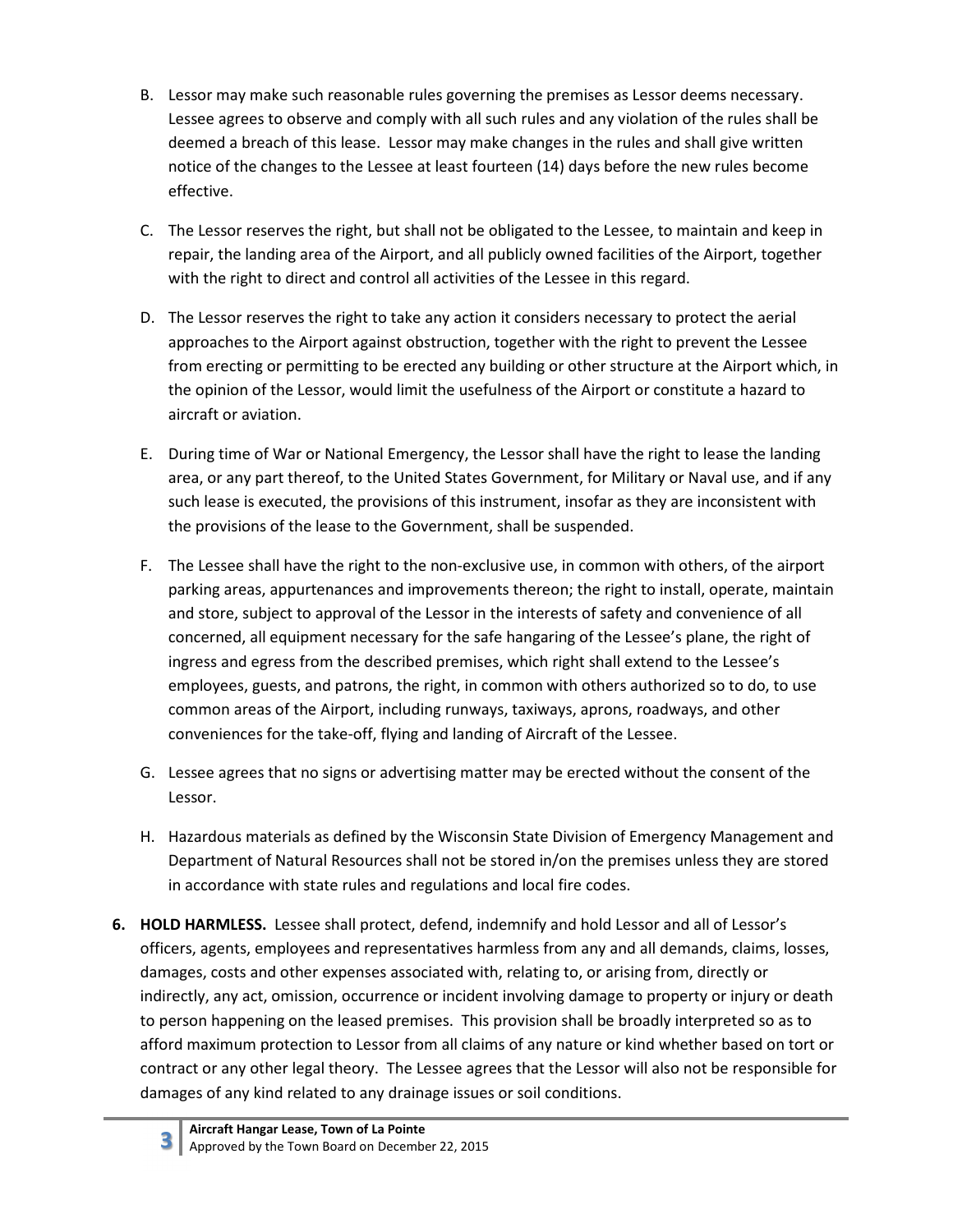B. Lessor may make such reasonable rules governing the premises as Lessor deems necessary. Lessee agrees to observe and comply with all such rules and any violation of the rules shall be deemed a breach of this lease. Lessor may make changes in the rules and shall give written notice of the changes to the Lessee at least fourteen (14) days before the new rules become effective.

C. The Lessor reserves the right, but shall not be obligated to the Lessee, to maintain and keep in repair, the landing area of the Airport, and all publicly owned facilities of the Airport, together with the right to direct and control all activities of the Lessee in this regard.

D. The Lessor reserves the right to take any action it considers necessary to protect the aerial approaches to the Airport against obstruction, together with the right to prevent the Lessee from erecting or permitting to be erected any building or other structure at the Airport which, in the opinion of the Lessor, would limit the usefulness of the Airport or constitute a hazard to aircraft or aviation.

E. During time of War or National Emergency, the Lessor shall have the right to lease the landing area, or any part thereof, to the United States Government, for Military or Naval use, and if any such lease is executed, the provisions of this instrument, insofar as they are inconsistent with the provisions of the lease to the Government, shall be suspended.

F. The Lessee shall have the right to the non-exclusive use, in common with others, of the airport parking areas, appurtenances and improvements thereon; the right to install, operate, maintain and store, subject to approval of the Lessor in the interests of safety and convenience of all concerned, all equipment necessary for the safe hangaring of the Lessee's plane, the right of ingress and egress from the described premises, which right shall extend to the Lessee's employees, guests, and patrons, the right, in common with others authorized so to do, to use common areas of the Airport, including runways, taxiways, aprons, roadways, and other conveniences for the take-off, flying and landing of Aircraft of the Lessee.

G. Lessee agrees that no signs or advertising matter may be erected without the consent of the Lessor.

H. Hazardous materials as defined by the Wisconsin State Division of Emergency Management and Department of Natural Resources shall not be stored in/on the premises unless they are stored in accordance with state rules and regulations and local fire codes.

**6. HOLD HARMLESS.** Lessee shall protect, defend, indemnify and hold Lessor and all of Lessor's officers, agents, employees and representatives harmless from any and all demands, claims, losses, damages, costs and other expenses associated with, relating to, or arising from, directly or indirectly, any act, omission, occurrence or incident involving damage to property or injury or death to person happening on the leased premises. This provision shall be broadly interpreted so as to afford maximum protection to Lessor from all claims of any nature or kind whether based on tort or contract or any other legal theory. The Lessee agrees that the Lessor will also not be responsible for damages of any kind related to any drainage issues or soil conditions.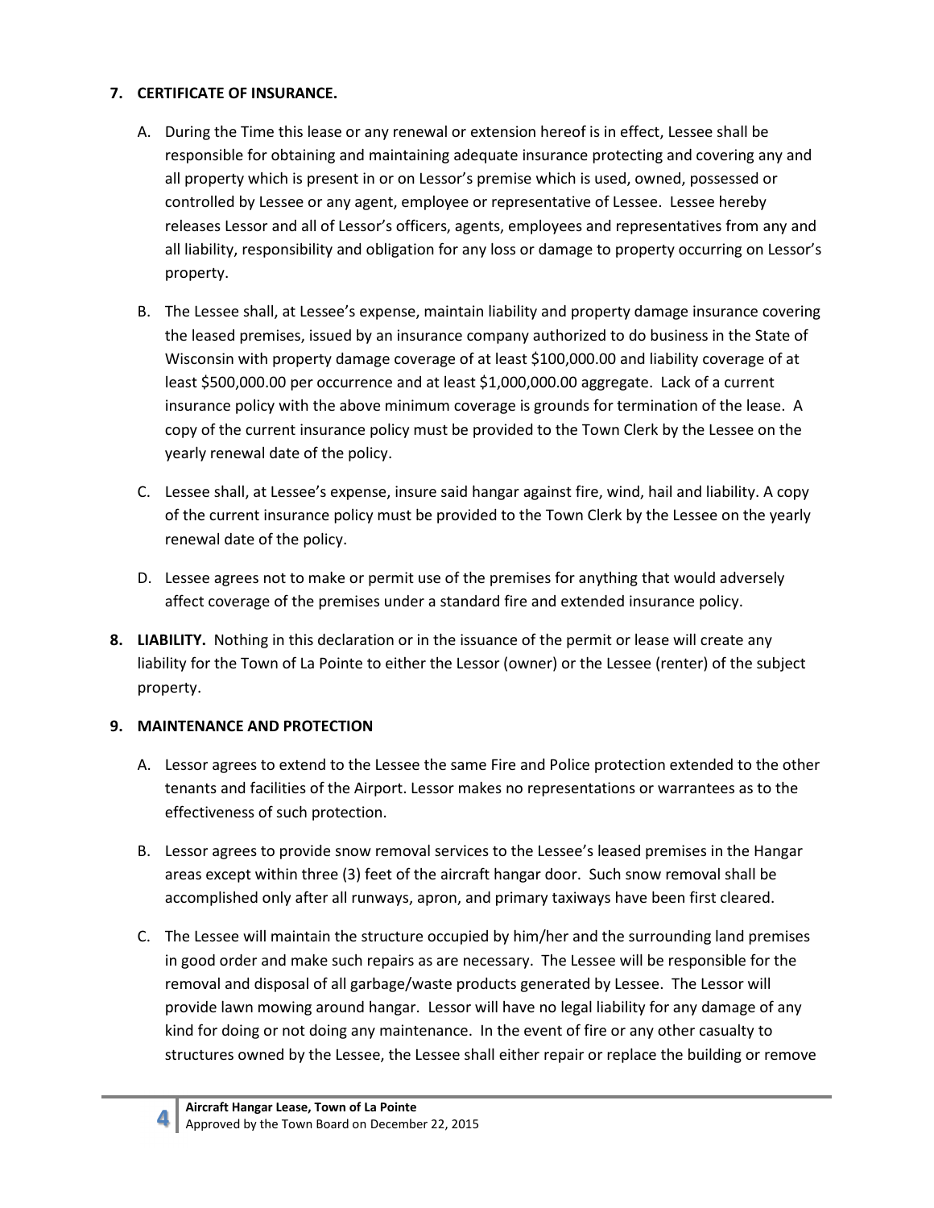**7. CERTIFICATE OF INSURANCE.**

A. During the Time this lease or any renewal or extension hereof is in effect, Lessee shall be responsible for obtaining and maintaining adequate insurance protecting and covering any and all property which is present in or on Lessor's premise which is used, owned, possessed or controlled by Lessee or any agent, employee or representative of Lessee. Lessee hereby releases Lessor and all of Lessor's officers, agents, employees and representatives from any and all liability, responsibility and obligation for any loss or damage to property occurring on Lessor's property.

B. The Lessee shall, at Lessee's expense, maintain liability and property damage insurance covering the leased premises, issued by an insurance company authorized to do business in the State of Wisconsin with property damage coverage of at least $100,000.00 and liability coverage of at least $500,000.00 per occurrence and at least $1,000,000.00 aggregate. Lack of a current insurance policy with the above minimum coverage is grounds for termination of the lease. A copy of the current insurance policy must be provided to the Town Clerk by the Lessee on the yearly renewal date of the policy.

C. Lessee shall, at Lessee's expense, insure said hangar against fire, wind, hail and liability. A copy of the current insurance policy must be provided to the Town Clerk by the Lessee on the yearly renewal date of the policy.

D. Lessee agrees not to make or permit use of the premises for anything that would adversely affect coverage of the premises under a standard fire and extended insurance policy.

**8. LIABILITY.** Nothing in this declaration or in the issuance of the permit or lease will create any liability for the Town of La Pointe to either the Lessor (owner) or the Lessee (renter) of the subject property.

**9. MAINTENANCE AND PROTECTION**

A. Lessor agrees to extend to the Lessee the same Fire and Police protection extended to the other tenants and facilities of the Airport. Lessor makes no representations or warrantees as to the effectiveness of such protection.

B. Lessor agrees to provide snow removal services to the Lessee's leased premises in the Hangar areas except within three (3) feet of the aircraft hangar door. Such snow removal shall be accomplished only after all runways, apron, and primary taxiways have been first cleared.

C. The Lessee will maintain the structure occupied by him/her and the surrounding land premises in good order and make such repairs as are necessary. The Lessee will be responsible for the removal and disposal of all garbage/waste products generated by Lessee. The Lessor will provide lawn mowing around hangar. Lessor will have no legal liability for any damage of any kind for doing or not doing any maintenance. In the event of fire or any other casualty to structures owned by the Lessee, the Lessee shall either repair or replace the building or remove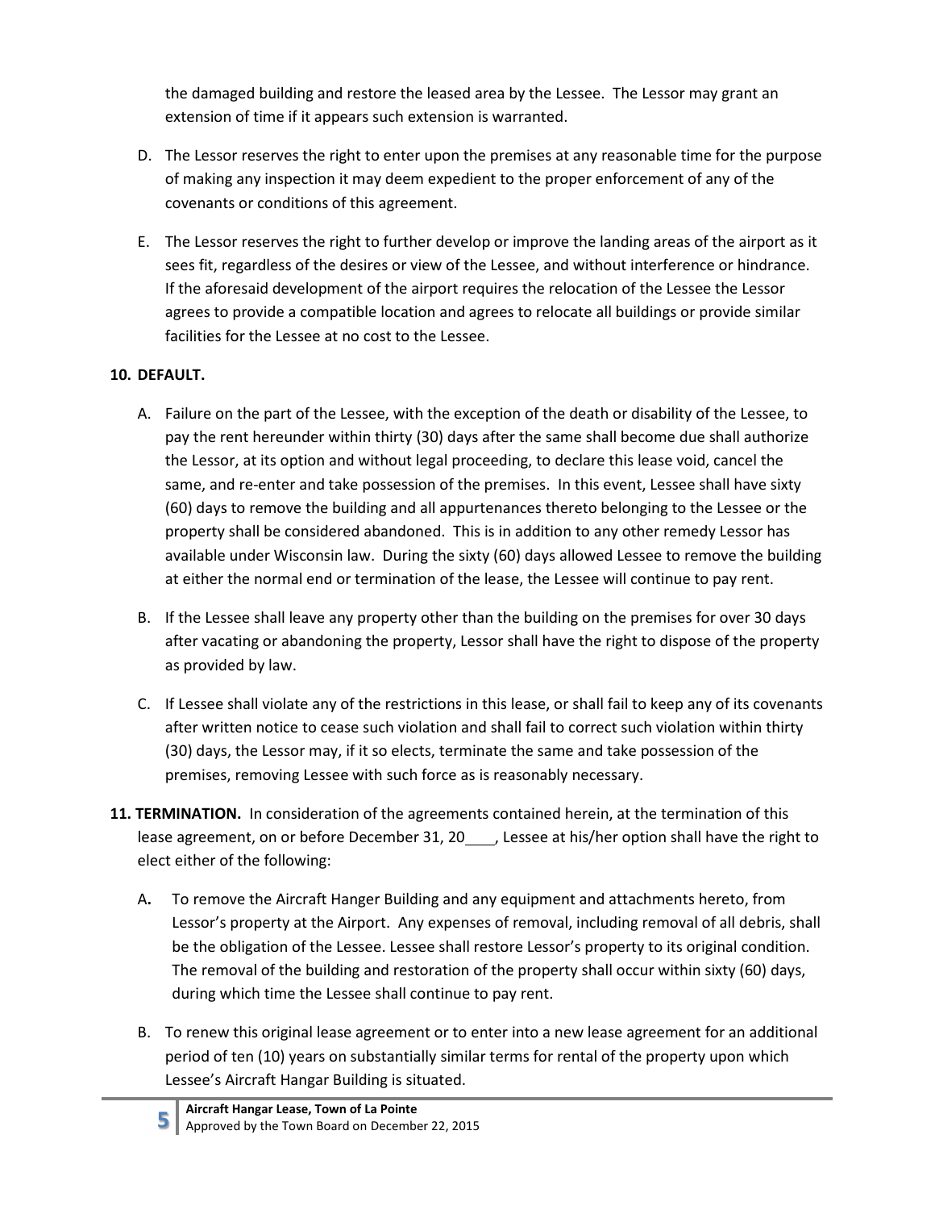the damaged building and restore the leased area by the Lessee. The Lessor may grant an extension of time if it appears such extension is warranted.

D. The Lessor reserves the right to enter upon the premises at any reasonable time for the purpose of making any inspection it may deem expedient to the proper enforcement of any of the covenants or conditions of this agreement.

E. The Lessor reserves the right to further develop or improve the landing areas of the airport as it sees fit, regardless of the desires or view of the Lessee, and without interference or hindrance. If the aforesaid development of the airport requires the relocation of the Lessee the Lessor agrees to provide a compatible location and agrees to relocate all buildings or provide similar facilities for the Lessee at no cost to the Lessee.

**10. DEFAULT.**

A. Failure on the part of the Lessee, with the exception of the death or disability of the Lessee, to pay the rent hereunder within thirty (30) days after the same shall become due shall authorize the Lessor, at its option and without legal proceeding, to declare this lease void, cancel the same, and re-enter and take possession of the premises. In this event, Lessee shall have sixty (60) days to remove the building and all appurtenances thereto belonging to the Lessee or the property shall be considered abandoned. This is in addition to any other remedy Lessor has available under Wisconsin law. During the sixty (60) days allowed Lessee to remove the building at either the normal end or termination of the lease, the Lessee will continue to pay rent.

B. If the Lessee shall leave any property other than the building on the premises for over 30 days after vacating or abandoning the property, Lessor shall have the right to dispose of the property as provided by law.

C. If Lessee shall violate any of the restrictions in this lease, or shall fail to keep any of its covenants after written notice to cease such violation and shall fail to correct such violation within thirty (30) days, the Lessor may, if it so elects, terminate the same and take possession of the premises, removing Lessee with such force as is reasonably necessary.

**11. TERMINATION.** In consideration of the agreements contained herein, at the termination of this lease agreement, on or before December 31, 20\_\_\_\_, Lessee at his/her option shall have the right to elect either of the following:

A. To remove the Aircraft Hanger Building and any equipment and attachments hereto, from Lessor's property at the Airport. Any expenses of removal, including removal of all debris, shall be the obligation of the Lessee. Lessee shall restore Lessor's property to its original condition. The removal of the building and restoration of the property shall occur within sixty (60) days, during which time the Lessee shall continue to pay rent.

B. To renew this original lease agreement or to enter into a new lease agreement for an additional period of ten (10) years on substantially similar terms for rental of the property upon which Lessee's Aircraft Hangar Building is situated.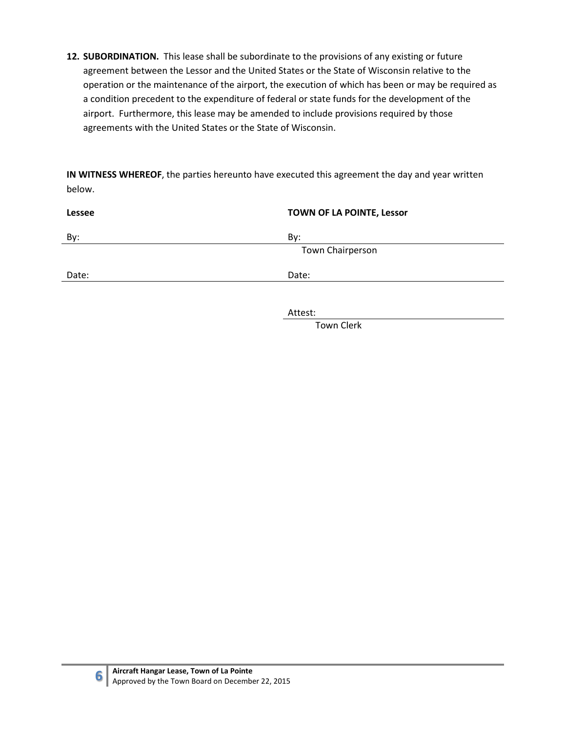**12. SUBORDINATION.** This lease shall be subordinate to the provisions of any existing or future agreement between the Lessor and the United States or the State of Wisconsin relative to the operation or the maintenance of the airport, the execution of which has been or may be required as a condition precedent to the expenditure of federal or state funds for the development of the airport. Furthermore, this lease may be amended to include provisions required by those agreements with the United States or the State of Wisconsin.

**IN WITNESS WHEREOF**, the parties hereunto have executed this agreement the day and year written below.

| **Lessee** | **TOWN OF LA POINTE, Lessor** |
| --- | --- |
| By: \_\_\_\_\_\_\_\_\_\_\_\_\_\_\_\_\_\_\_\_ | By: \_\_\_\_\_\_\_\_\_\_\_\_\_\_\_\_\_\_\_\_ |
| | Town Chairperson |
| Date: \_\_\_\_\_\_\_\_\_\_\_\_\_\_\_\_\_\_\_\_ | Date: \_\_\_\_\_\_\_\_\_\_\_\_\_\_\_\_\_\_\_\_ |
| | Attest: \_\_\_\_\_\_\_\_\_\_\_\_\_\_\_\_\_\_\_\_ |
| | Town Clerk |